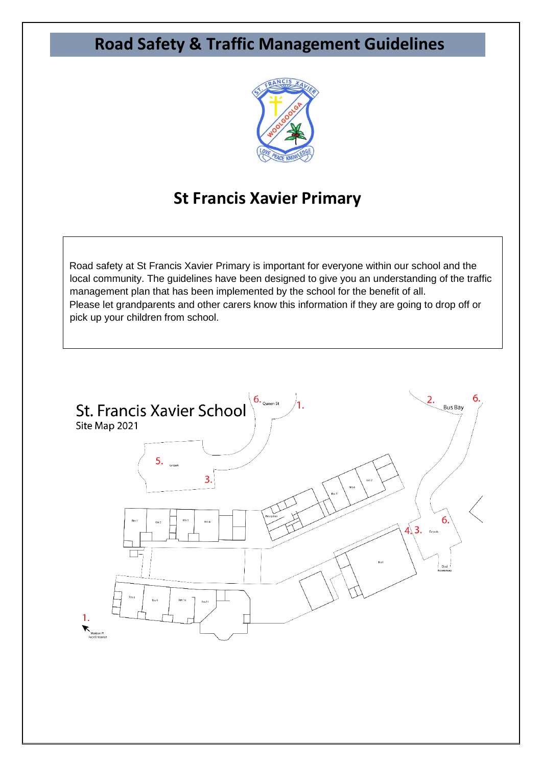# Road Safety & Traffic Management Guidelines

## St Francis Xavier Primary

Road safety at St Francis Xavier Primary is important for everyone within our school and the local community. The guidelines have been designed to give you an understanding of the traffic management plan that has been implemented by the school for the benefit of all.
Please let grandparents and other carers know this information if they are going to drop off or pick up your children from school.

St. Francis Xavier School
Site Map 2021

6. Queen St 1.

2. Bus Bay 6.

5. Carpark

3.

6.

4. 3. Carpark

Oval Accessway

Hall

Reception

1. Maidon Pl Foot Entrance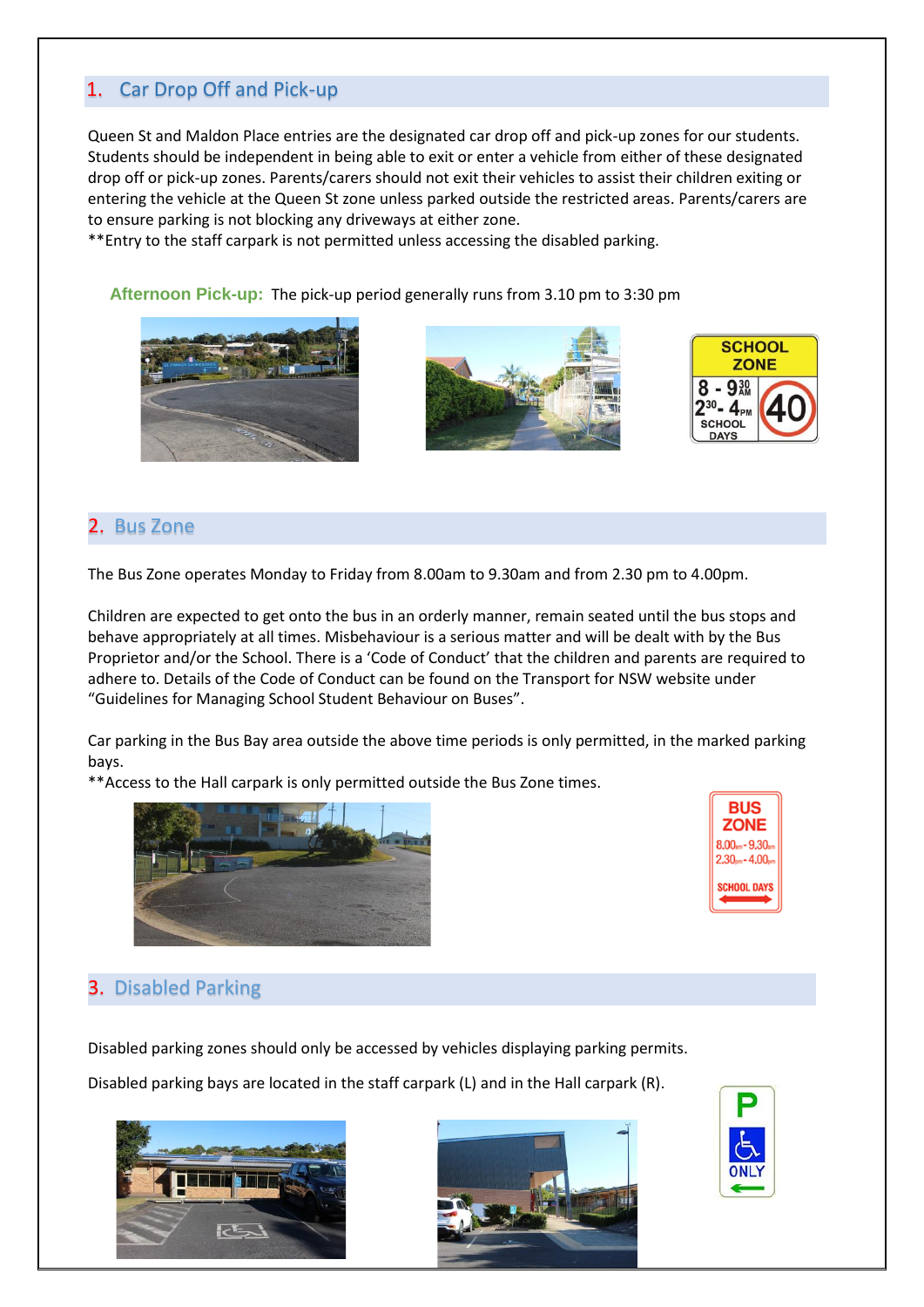## 1. Car Drop Off and Pick-up

Queen St and Maldon Place entries are the designated car drop off and pick-up zones for our students. Students should be independent in being able to exit or enter a vehicle from either of these designated drop off or pick-up zones. Parents/carers should not exit their vehicles to assist their children exiting or entering the vehicle at the Queen St zone unless parked outside the restricted areas. Parents/carers are to ensure parking is not blocking any driveways at either zone.

**Entry to the staff carpark is not permitted unless accessing the disabled parking.

**Afternoon Pick-up:** The pick-up period generally runs from 3.10 pm to 3:30 pm

## 2. Bus Zone

The Bus Zone operates Monday to Friday from 8.00am to 9.30am and from 2.30 pm to 4.00pm.

Children are expected to get onto the bus in an orderly manner, remain seated until the bus stops and behave appropriately at all times. Misbehaviour is a serious matter and will be dealt with by the Bus Proprietor and/or the School. There is a 'Code of Conduct' that the children and parents are required to adhere to. Details of the Code of Conduct can be found on the Transport for NSW website under "Guidelines for Managing School Student Behaviour on Buses".

Car parking in the Bus Bay area outside the above time periods is only permitted, in the marked parking bays.

**Access to the Hall carpark is only permitted outside the Bus Zone times.

## 3. Disabled Parking

Disabled parking zones should only be accessed by vehicles displaying parking permits.

Disabled parking bays are located in the staff carpark (L) and in the Hall carpark (R).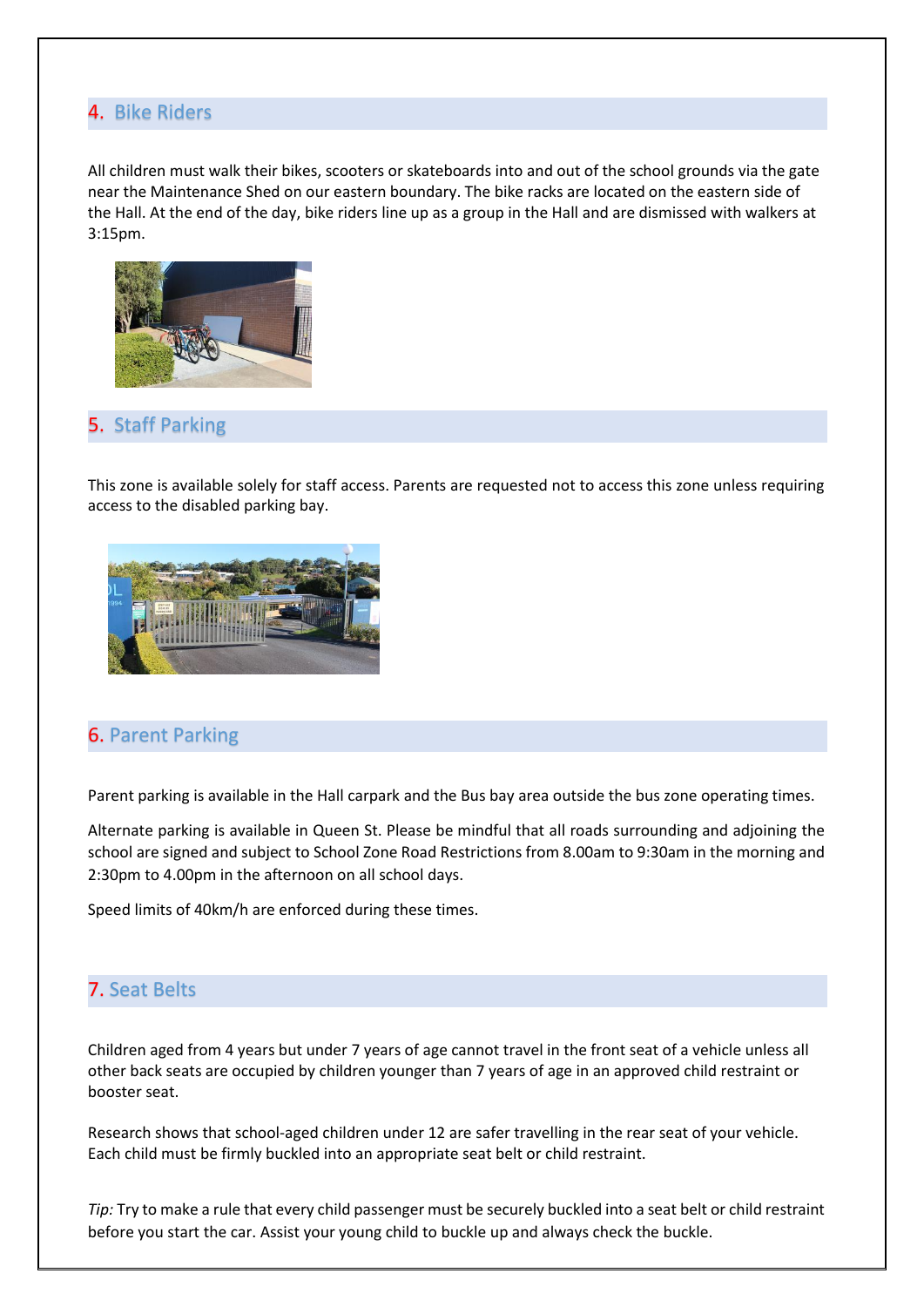## 4. Bike Riders

All children must walk their bikes, scooters or skateboards into and out of the school grounds via the gate near the Maintenance Shed on our eastern boundary. The bike racks are located on the eastern side of the Hall. At the end of the day, bike riders line up as a group in the Hall and are dismissed with walkers at 3:15pm.

## 5. Staff Parking

This zone is available solely for staff access. Parents are requested not to access this zone unless requiring access to the disabled parking bay.

## 6. Parent Parking

Parent parking is available in the Hall carpark and the Bus bay area outside the bus zone operating times.

Alternate parking is available in Queen St. Please be mindful that all roads surrounding and adjoining the school are signed and subject to School Zone Road Restrictions from 8.00am to 9:30am in the morning and 2:30pm to 4.00pm in the afternoon on all school days.

Speed limits of 40km/h are enforced during these times.

## 7. Seat Belts

Children aged from 4 years but under 7 years of age cannot travel in the front seat of a vehicle unless all other back seats are occupied by children younger than 7 years of age in an approved child restraint or booster seat.

Research shows that school-aged children under 12 are safer travelling in the rear seat of your vehicle. Each child must be firmly buckled into an appropriate seat belt or child restraint.

*Tip:* Try to make a rule that every child passenger must be securely buckled into a seat belt or child restraint before you start the car. Assist your young child to buckle up and always check the buckle.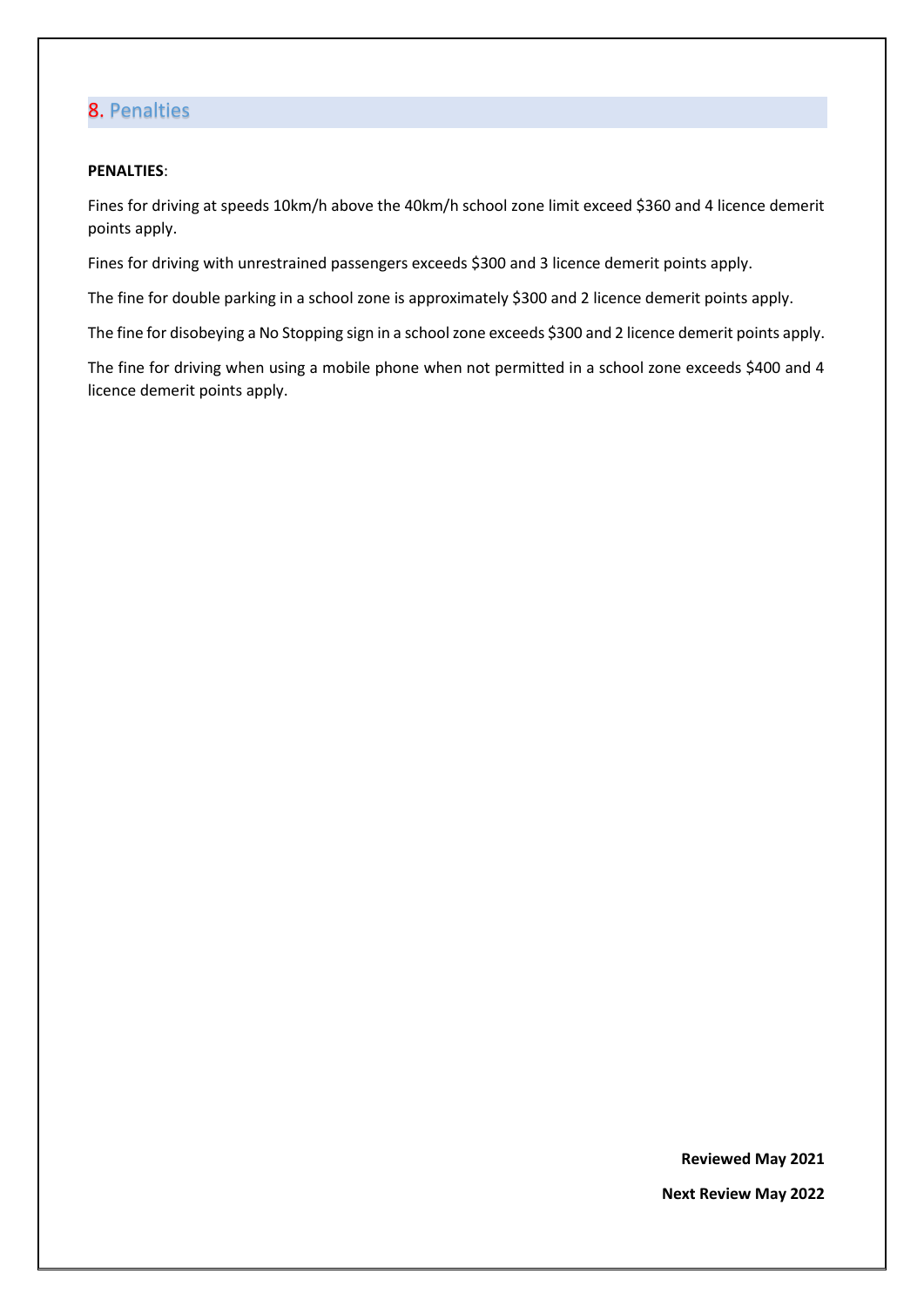## 8. Penalties

**PENALTIES**:

Fines for driving at speeds 10km/h above the 40km/h school zone limit exceed $360 and 4 licence demerit points apply.

Fines for driving with unrestrained passengers exceeds $300 and 3 licence demerit points apply.

The fine for double parking in a school zone is approximately $300 and 2 licence demerit points apply.

The fine for disobeying a No Stopping sign in a school zone exceeds $300 and 2 licence demerit points apply.

The fine for driving when using a mobile phone when not permitted in a school zone exceeds $400 and 4 licence demerit points apply.

**Reviewed May 2021**

**Next Review May 2022**